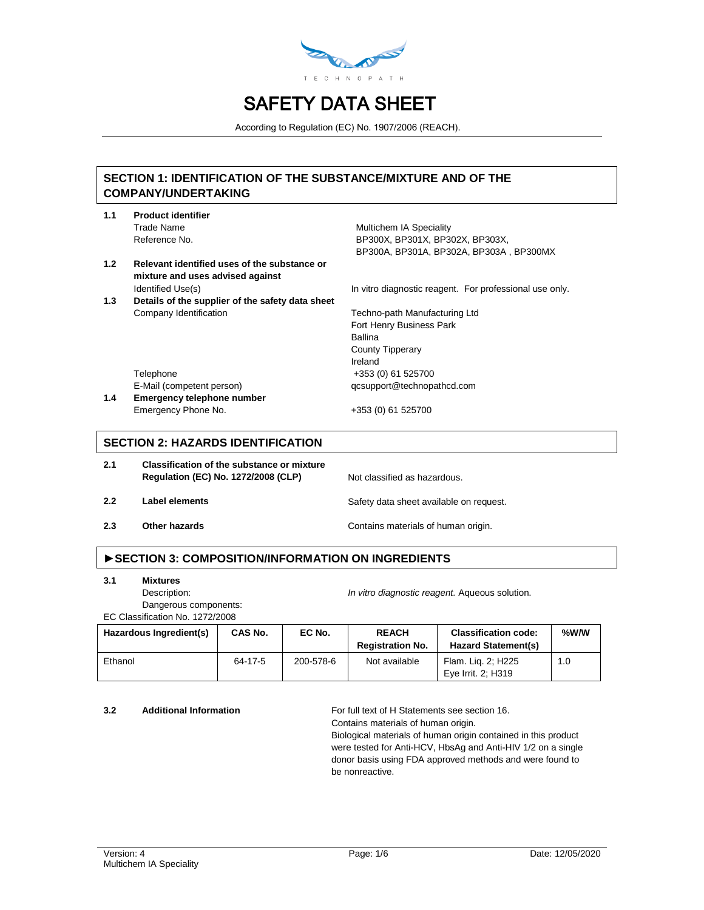TECHNOPATH

# SAFETY DATA SHEET

According to Regulation (EC) No. 1907/2006 (REACH).

## SECTION 1: IDENTIFICATION OF THE SUBSTANCE/MIXTURE AND OF THE COMPANY/UNDERTAKING

**1.1 Product identifier**

Trade Name: Multichem IA Speciality

Reference No.: BP300X, BP301X, BP302X, BP303X, BP300A, BP301A, BP302A, BP303A , BP300MX

**1.2 Relevant identified uses of the substance or mixture and uses advised against**

Identified Use(s): In vitro diagnostic reagent. For professional use only.

**1.3 Details of the supplier of the safety data sheet**

Company Identification: Techno-path Manufacturing Ltd
Fort Henry Business Park
Ballina
County Tipperary
Ireland

Telephone: +353 (0) 61 525700

E-Mail (competent person): qcsupport@technopathcd.com

**1.4 Emergency telephone number**

Emergency Phone No.: +353 (0) 61 525700

## SECTION 2: HAZARDS IDENTIFICATION

**2.1 Classification of the substance or mixture Regulation (EC) No. 1272/2008 (CLP)**: Not classified as hazardous.

**2.2 Label elements**: Safety data sheet available on request.

**2.3 Other hazards**: Contains materials of human origin.

## ►SECTION 3: COMPOSITION/INFORMATION ON INGREDIENTS

**3.1 Mixtures**

Description: *In vitro diagnostic reagent.* Aqueous solution.

Dangerous components:

EC Classification No. 1272/2008

| Hazardous Ingredient(s) | CAS No. | EC No. | REACH Registration No. | Classification code: Hazard Statement(s) | %W/W |
|---|---|---|---|---|---|
| Ethanol | 64-17-5 | 200-578-6 | Not available | Flam. Liq. 2; H225<br>Eye Irrit. 2; H319 | 1.0 |

**3.2 Additional Information**

For full text of H Statements see section 16.
Contains materials of human origin.
Biological materials of human origin contained in this product were tested for Anti-HCV, HbsAg and Anti-HIV 1/2 on a single donor basis using FDA approved methods and were found to be nonreactive.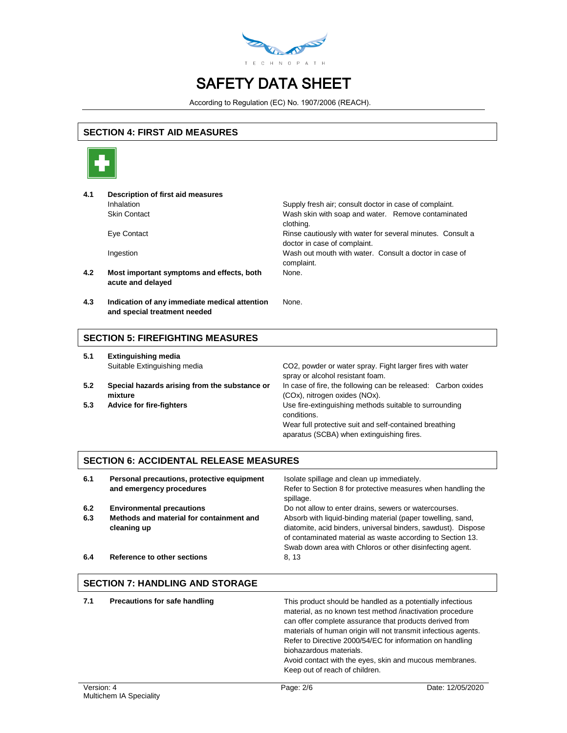## SECTION 4: FIRST AID MEASURES

| | | |
|---|---|---|
| **4.1** | **Description of first aid measures** | |
| | Inhalation | Supply fresh air; consult doctor in case of complaint. |
| | Skin Contact | Wash skin with soap and water. Remove contaminated clothing. |
| | Eye Contact | Rinse cautiously with water for several minutes. Consult a doctor in case of complaint. |
| | Ingestion | Wash out mouth with water. Consult a doctor in case of complaint. |
| **4.2** | **Most important symptoms and effects, both acute and delayed** | None. |
| **4.3** | **Indication of any immediate medical attention and special treatment needed** | None. |

## SECTION 5: FIREFIGHTING MEASURES

| | | |
|---|---|---|
| **5.1** | **Extinguishing media** | |
| | Suitable Extinguishing media | $CO_2$, powder or water spray. Fight larger fires with water spray or alcohol resistant foam. |
| **5.2** | **Special hazards arising from the substance or mixture** | In case of fire, the following can be released: Carbon oxides (COx), nitrogen oxides (NOx). |
| **5.3** | **Advice for fire-fighters** | Use fire-extinguishing methods suitable to surrounding conditions.<br>Wear full protective suit and self-contained breathing aparatus (SCBA) when extinguishing fires. |

## SECTION 6: ACCIDENTAL RELEASE MEASURES

| | | |
|---|---|---|
| **6.1** | **Personal precautions, protective equipment and emergency procedures** | Isolate spillage and clean up immediately.<br>Refer to Section 8 for protective measures when handling the spillage. |
| **6.2** | **Environmental precautions** | Do not allow to enter drains, sewers or watercourses. |
| **6.3** | **Methods and material for containment and cleaning up** | Absorb with liquid-binding material (paper towelling, sand, diatomite, acid binders, universal binders, sawdust). Dispose of contaminated material as waste according to Section 13.<br>Swab down area with Chloros or other disinfecting agent. |
| **6.4** | **Reference to other sections** | 8, 13 |

## SECTION 7: HANDLING AND STORAGE

| | | |
|---|---|---|
| **7.1** | **Precautions for safe handling** | This product should be handled as a potentially infectious material, as no known test method /inactivation procedure can offer complete assurance that products derived from materials of human origin will not transmit infectious agents.<br>Refer to Directive 2000/54/EC for information on handling biohazardous materials.<br>Avoid contact with the eyes, skin and mucous membranes.<br>Keep out of reach of children. |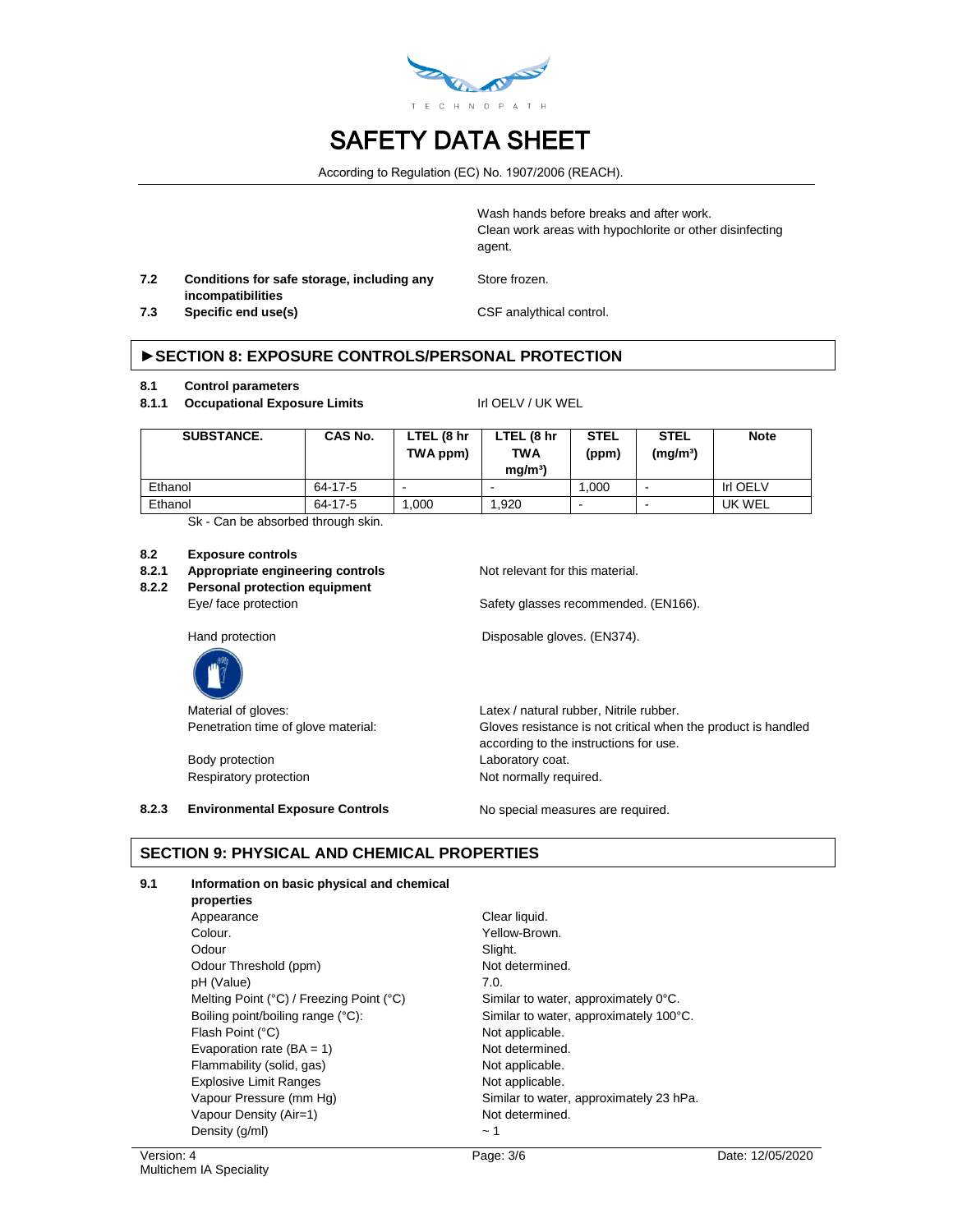Wash hands before breaks and after work.
Clean work areas with hypochlorite or other disinfecting agent.

**7.2 Conditions for safe storage, including any incompatibilities** — Store frozen.

**7.3 Specific end use(s)** — CSF analythical control.

## ►SECTION 8: EXPOSURE CONTROLS/PERSONAL PROTECTION

**8.1 Control parameters**

**8.1.1 Occupational Exposure Limits** — Irl OELV / UK WEL

| SUBSTANCE. | CAS No. | LTEL (8 hr TWA ppm) | LTEL (8 hr TWA mg/m³) | STEL (ppm) | STEL (mg/m³) | Note |
|---|---|---|---|---|---|---|
| Ethanol | 64-17-5 | - | - | 1,000 | - | Irl OELV |
| Ethanol | 64-17-5 | 1,000 | 1,920 | - | - | UK WEL |

Sk - Can be absorbed through skin.

**8.2 Exposure controls**

**8.2.1 Appropriate engineering controls** — Not relevant for this material.

**8.2.2 Personal protection equipment**

Eye/ face protection — Safety glasses recommended. (EN166).

Hand protection — Disposable gloves. (EN374).

Material of gloves: — Latex / natural rubber, Nitrile rubber.

Penetration time of glove material: — Gloves resistance is not critical when the product is handled according to the instructions for use.

Body protection — Laboratory coat.

Respiratory protection — Not normally required.

**8.2.3 Environmental Exposure Controls** — No special measures are required.

## SECTION 9: PHYSICAL AND CHEMICAL PROPERTIES

**9.1 Information on basic physical and chemical properties**

| Property | Value |
|---|---|
| Appearance | Clear liquid. |
| Colour. | Yellow-Brown. |
| Odour | Slight. |
| Odour Threshold (ppm) | Not determined. |
| pH (Value) | 7.0. |
| Melting Point (°C) / Freezing Point (°C) | Similar to water, approximately 0°C. |
| Boiling point/boiling range (°C): | Similar to water, approximately 100°C. |
| Flash Point (°C) | Not applicable. |
| Evaporation rate (BA = 1) | Not determined. |
| Flammability (solid, gas) | Not applicable. |
| Explosive Limit Ranges | Not applicable. |
| Vapour Pressure (mm Hg) | Similar to water, approximately 23 hPa. |
| Vapour Density (Air=1) | Not determined. |
| Density (g/ml) | ~ 1 |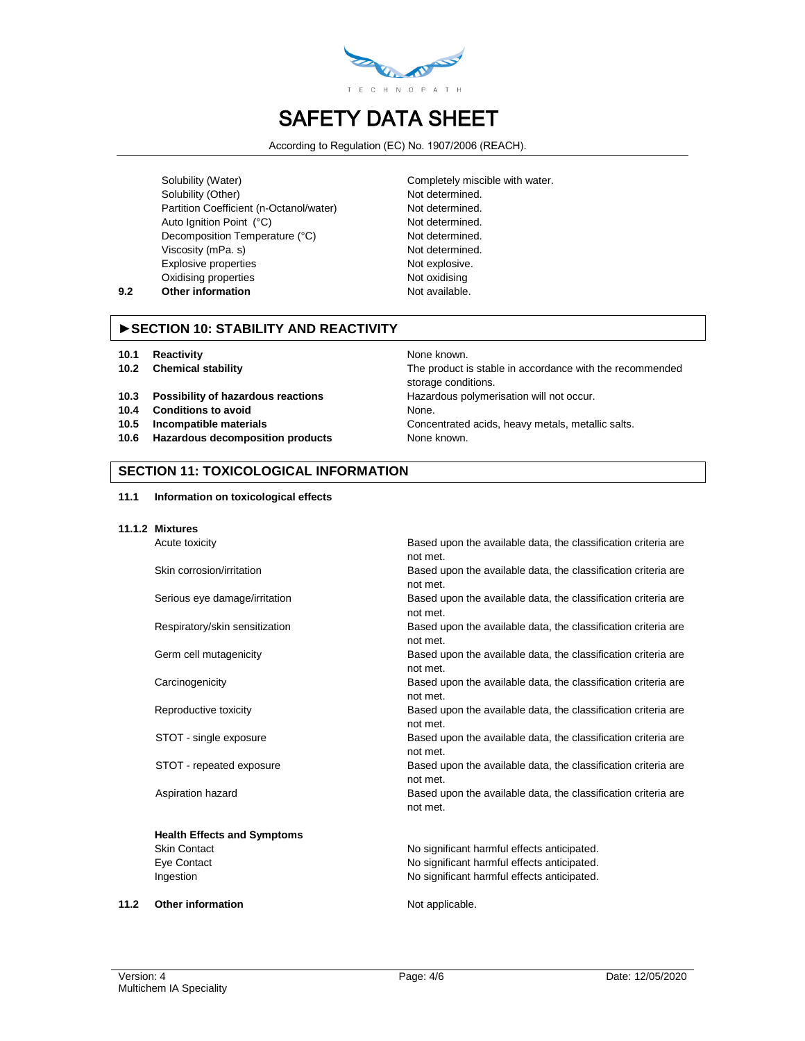| | |
|---|---|
| Solubility (Water) | Completely miscible with water. |
| Solubility (Other) | Not determined. |
| Partition Coefficient (n-Octanol/water) | Not determined. |
| Auto Ignition Point (°C) | Not determined. |
| Decomposition Temperature (°C) | Not determined. |
| Viscosity (mPa. s) | Not determined. |
| Explosive properties | Not explosive. |
| Oxidising properties | Not oxidising |

**9.2 Other information** — Not available.

## ►SECTION 10: STABILITY AND REACTIVITY

| | |
|---|---|
| **10.1 Reactivity** | None known. |
| **10.2 Chemical stability** | The product is stable in accordance with the recommended storage conditions. |
| **10.3 Possibility of hazardous reactions** | Hazardous polymerisation will not occur. |
| **10.4 Conditions to avoid** | None. |
| **10.5 Incompatible materials** | Concentrated acids, heavy metals, metallic salts. |
| **10.6 Hazardous decomposition products** | None known. |

## SECTION 11: TOXICOLOGICAL INFORMATION

**11.1 Information on toxicological effects**

**11.1.2 Mixtures**

| | |
|---|---|
| Acute toxicity | Based upon the available data, the classification criteria are not met. |
| Skin corrosion/irritation | Based upon the available data, the classification criteria are not met. |
| Serious eye damage/irritation | Based upon the available data, the classification criteria are not met. |
| Respiratory/skin sensitization | Based upon the available data, the classification criteria are not met. |
| Germ cell mutagenicity | Based upon the available data, the classification criteria are not met. |
| Carcinogenicity | Based upon the available data, the classification criteria are not met. |
| Reproductive toxicity | Based upon the available data, the classification criteria are not met. |
| STOT - single exposure | Based upon the available data, the classification criteria are not met. |
| STOT - repeated exposure | Based upon the available data, the classification criteria are not met. |
| Aspiration hazard | Based upon the available data, the classification criteria are not met. |

**Health Effects and Symptoms**

| | |
|---|---|
| Skin Contact | No significant harmful effects anticipated. |
| Eye Contact | No significant harmful effects anticipated. |
| Ingestion | No significant harmful effects anticipated. |

**11.2 Other information** — Not applicable.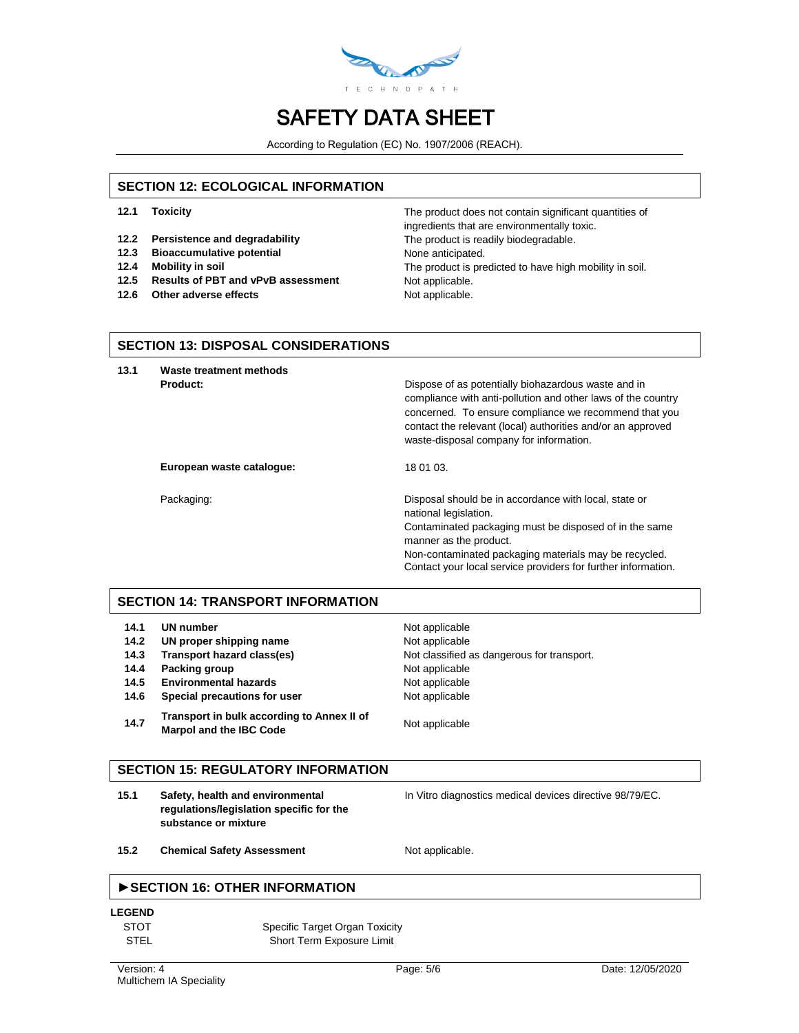# SAFETY DATA SHEET

According to Regulation (EC) No. 1907/2006 (REACH).

## SECTION 12: ECOLOGICAL INFORMATION

| | | |
|---|---|---|
| **12.1** | **Toxicity** | The product does not contain significant quantities of ingredients that are environmentally toxic. |
| **12.2** | **Persistence and degradability** | The product is readily biodegradable. |
| **12.3** | **Bioaccumulative potential** | None anticipated. |
| **12.4** | **Mobility in soil** | The product is predicted to have high mobility in soil. |
| **12.5** | **Results of PBT and vPvB assessment** | Not applicable. |
| **12.6** | **Other adverse effects** | Not applicable. |

## SECTION 13: DISPOSAL CONSIDERATIONS

**13.1 Waste treatment methods**

**Product:** Dispose of as potentially biohazardous waste and in compliance with anti-pollution and other laws of the country concerned. To ensure compliance we recommend that you contact the relevant (local) authorities and/or an approved waste-disposal company for information.

**European waste catalogue:** 18 01 03.

Packaging: Disposal should be in accordance with local, state or national legislation.
Contaminated packaging must be disposed of in the same manner as the product.
Non-contaminated packaging materials may be recycled.
Contact your local service providers for further information.

## SECTION 14: TRANSPORT INFORMATION

| | | |
|---|---|---|
| **14.1** | **UN number** | Not applicable |
| **14.2** | **UN proper shipping name** | Not applicable |
| **14.3** | **Transport hazard class(es)** | Not classified as dangerous for transport. |
| **14.4** | **Packing group** | Not applicable |
| **14.5** | **Environmental hazards** | Not applicable |
| **14.6** | **Special precautions for user** | Not applicable |
| **14.7** | **Transport in bulk according to Annex II of Marpol and the IBC Code** | Not applicable |

## SECTION 15: REGULATORY INFORMATION

| | | |
|---|---|---|
| **15.1** | **Safety, health and environmental regulations/legislation specific for the substance or mixture** | In Vitro diagnostics medical devices directive 98/79/EC. |
| **15.2** | **Chemical Safety Assessment** | Not applicable. |

## ►SECTION 16: OTHER INFORMATION

**LEGEND**

| | |
|---|---|
| STOT | Specific Target Organ Toxicity |
| STEL | Short Term Exposure Limit |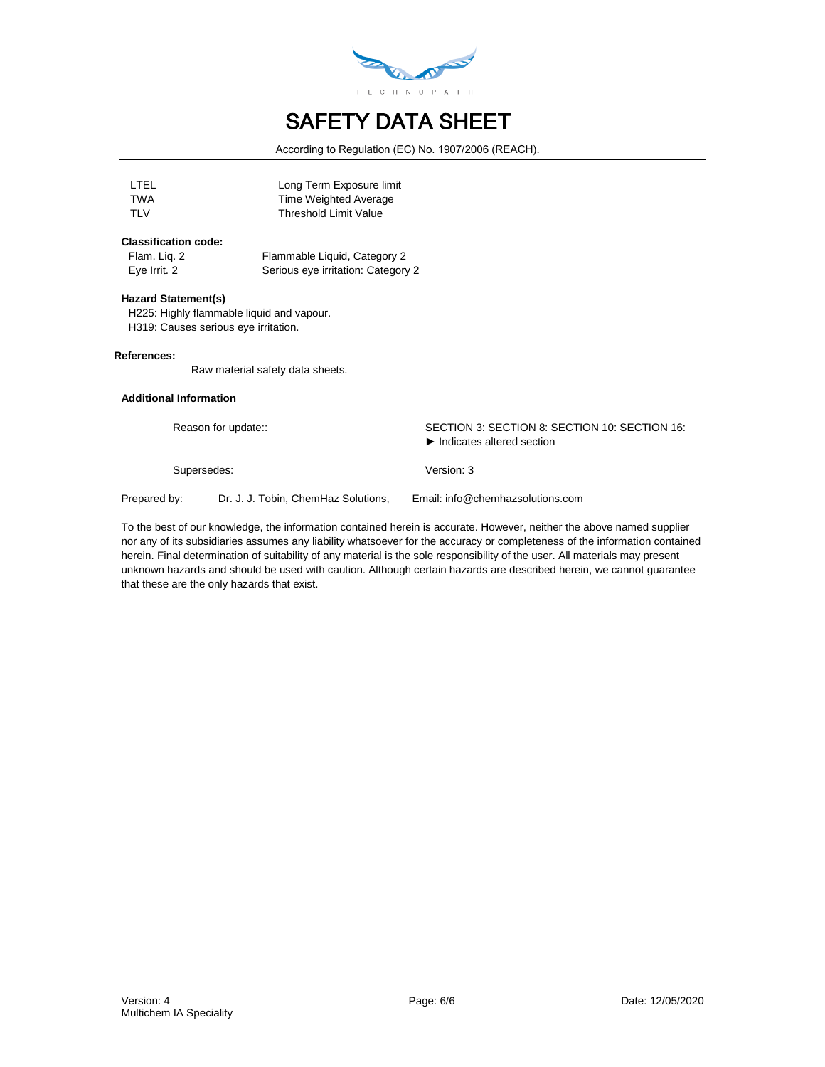| | |
|---|---|
| LTEL | Long Term Exposure limit |
| TWA | Time Weighted Average |
| TLV | Threshold Limit Value |

**Classification code:**

| | |
|---|---|
| Flam. Liq. 2 | Flammable Liquid, Category 2 |
| Eye Irrit. 2 | Serious eye irritation: Category 2 |

**Hazard Statement(s)**

H225: Highly flammable liquid and vapour.
H319: Causes serious eye irritation.

**References:**

Raw material safety data sheets.

**Additional Information**

| | |
|---|---|
| Reason for update:: | SECTION 3: SECTION 8: SECTION 10: SECTION 16: ► Indicates altered section |
| Supersedes: | Version: 3 |

Prepared by: Dr. J. J. Tobin, ChemHaz Solutions, Email: info@chemhazsolutions.com

To the best of our knowledge, the information contained herein is accurate. However, neither the above named supplier nor any of its subsidiaries assumes any liability whatsoever for the accuracy or completeness of the information contained herein. Final determination of suitability of any material is the sole responsibility of the user. All materials may present unknown hazards and should be used with caution. Although certain hazards are described herein, we cannot guarantee that these are the only hazards that exist.